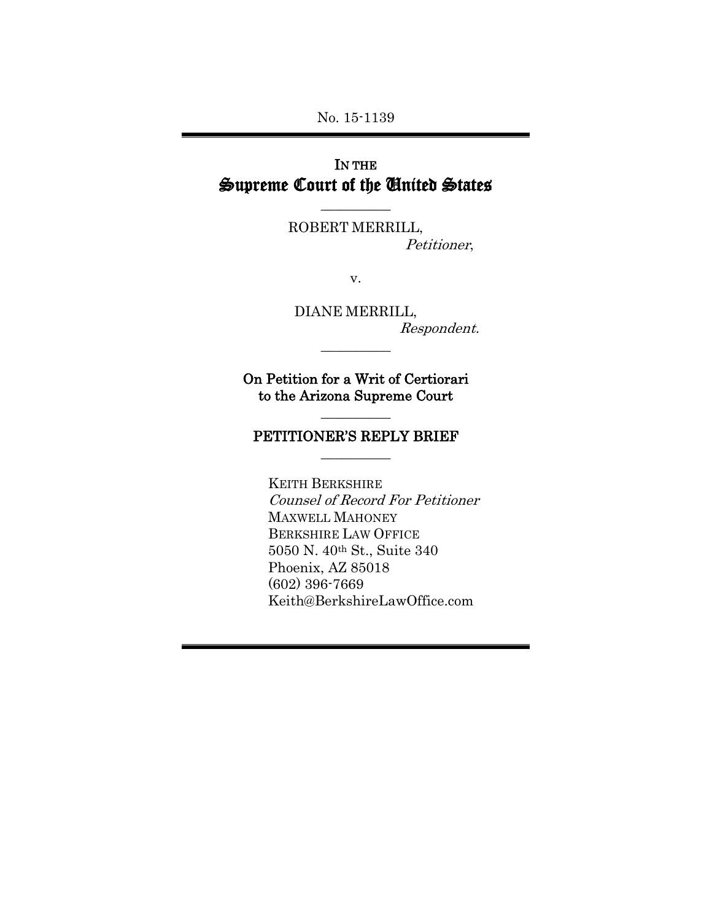No. 15-1139

# IN THE Supreme Court of the United States

ROBERT MERRILL,
*Petitioner*,

v.

DIANE MERRILL,
*Respondent.*

**On Petition for a Writ of Certiorari to the Arizona Supreme Court**

## PETITIONER'S REPLY BRIEF

KEITH BERKSHIRE
*Counsel of Record For Petitioner*
MAXWELL MAHONEY
BERKSHIRE LAW OFFICE
5050 N. 40th St., Suite 340
Phoenix, AZ 85018
(602) 396-7669
Keith@BerkshireLawOffice.com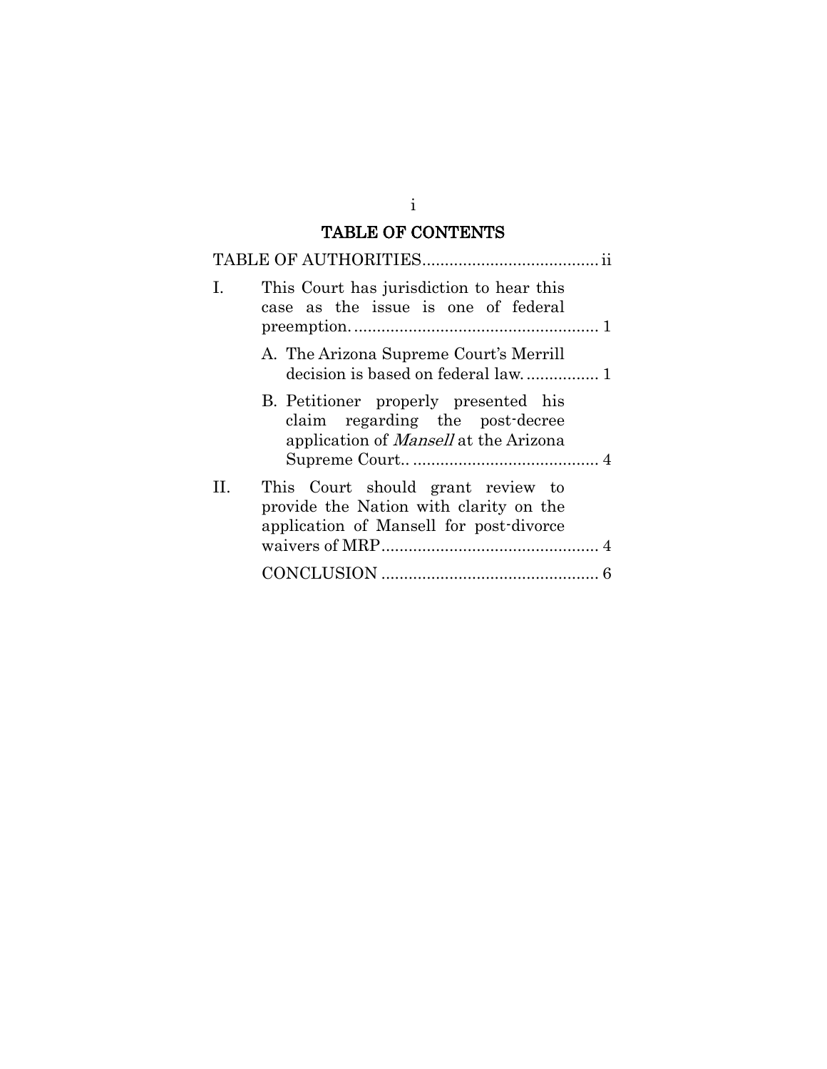## TABLE OF CONTENTS

TABLE OF AUTHORITIES ....................................... ii

I. This Court has jurisdiction to hear this case as the issue is one of federal preemption. ..................................................... 1

A. The Arizona Supreme Court's Merrill decision is based on federal law. ............... 1

B. Petitioner properly presented his claim regarding the post-decree application of *Mansell* at the Arizona Supreme Court.. ........................................ 4

II. This Court should grant review to provide the Nation with clarity on the application of Mansell for post-divorce waivers of MRP ............................................... 4

CONCLUSION ............................................... 6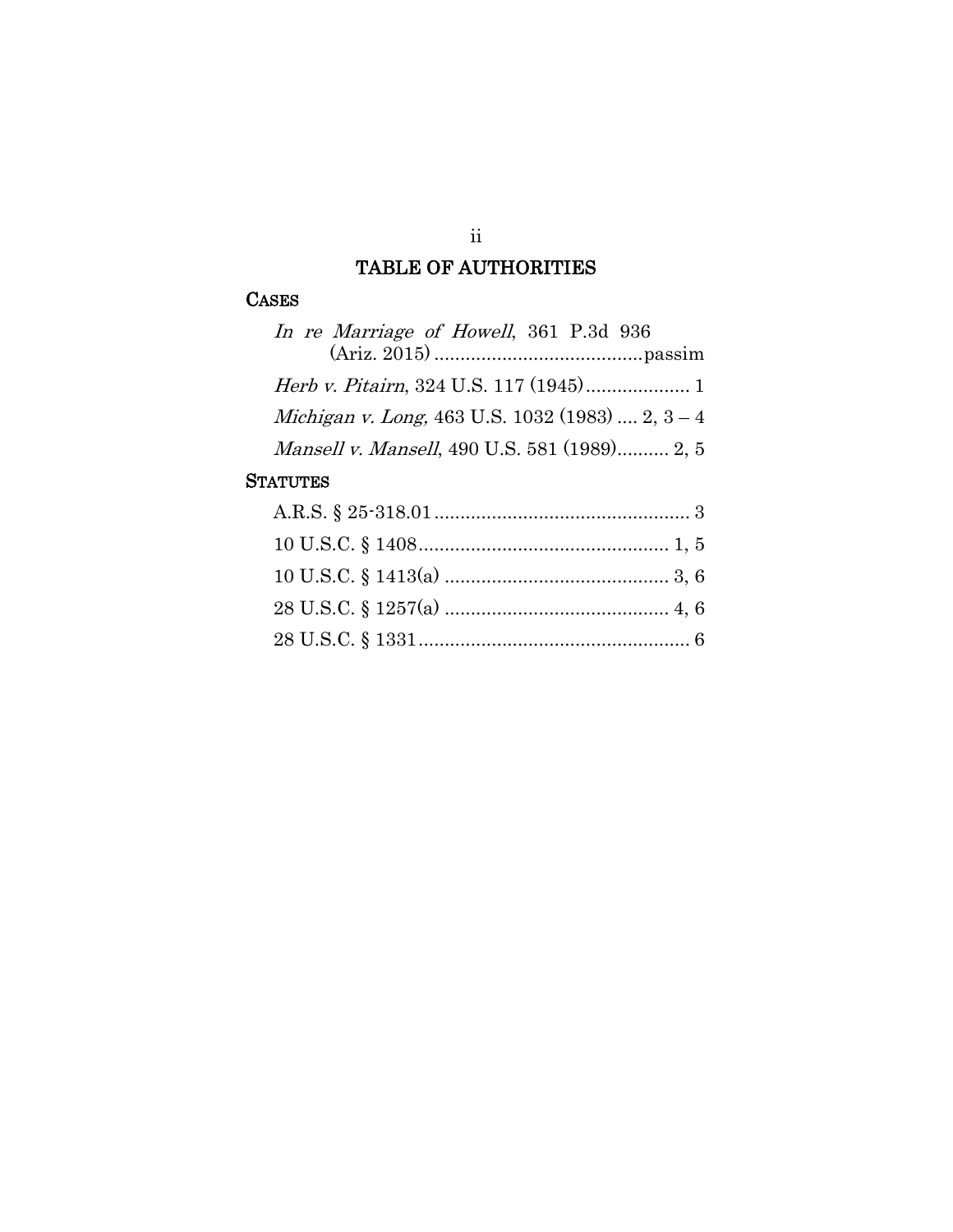# TABLE OF AUTHORITIES

## CASES

*In re Marriage of Howell*, 361 P.3d 936 (Ariz. 2015) ........................................passim

*Herb v. Pitairn*, 324 U.S. 117 (1945).................... 1

*Michigan v. Long,* 463 U.S. 1032 (1983) .... 2, 3 – 4

*Mansell v. Mansell*, 490 U.S. 581 (1989).......... 2, 5

## STATUTES

A.R.S. § 25-318.01................................................. 3

10 U.S.C. § 1408................................................ 1, 5

10 U.S.C. § 1413(a) ........................................... 3, 6

28 U.S.C. § 1257(a) ........................................... 4, 6

28 U.S.C. § 1331.................................................... 6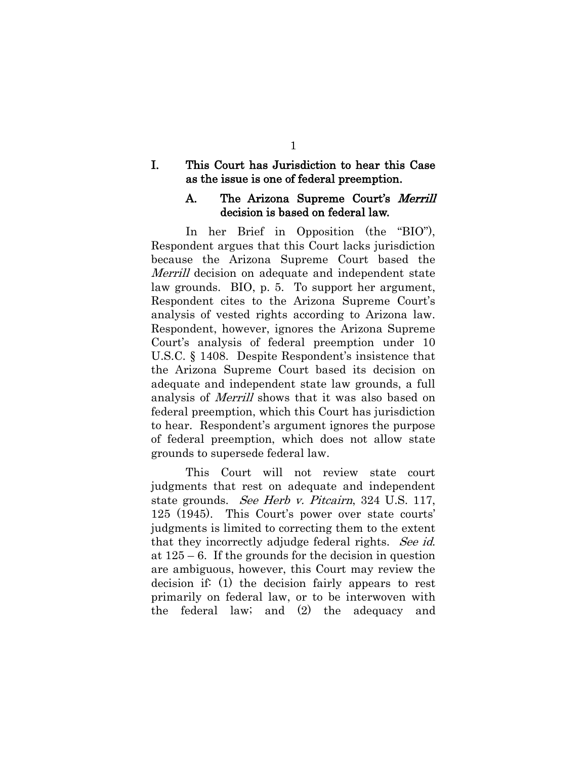# I. This Court has Jurisdiction to hear this Case as the issue is one of federal preemption.

## A. The Arizona Supreme Court's *Merrill* decision is based on federal law.

In her Brief in Opposition (the "BIO"), Respondent argues that this Court lacks jurisdiction because the Arizona Supreme Court based the *Merrill* decision on adequate and independent state law grounds. BIO, p. 5. To support her argument, Respondent cites to the Arizona Supreme Court's analysis of vested rights according to Arizona law. Respondent, however, ignores the Arizona Supreme Court's analysis of federal preemption under 10 U.S.C. § 1408. Despite Respondent's insistence that the Arizona Supreme Court based its decision on adequate and independent state law grounds, a full analysis of *Merrill* shows that it was also based on federal preemption, which this Court has jurisdiction to hear. Respondent's argument ignores the purpose of federal preemption, which does not allow state grounds to supersede federal law.

This Court will not review state court judgments that rest on adequate and independent state grounds. *See Herb v. Pitcairn*, 324 U.S. 117, 125 (1945). This Court's power over state courts' judgments is limited to correcting them to the extent that they incorrectly adjudge federal rights. *See id.* at 125 – 6. If the grounds for the decision in question are ambiguous, however, this Court may review the decision if: (1) the decision fairly appears to rest primarily on federal law, or to be interwoven with the federal law; and (2) the adequacy and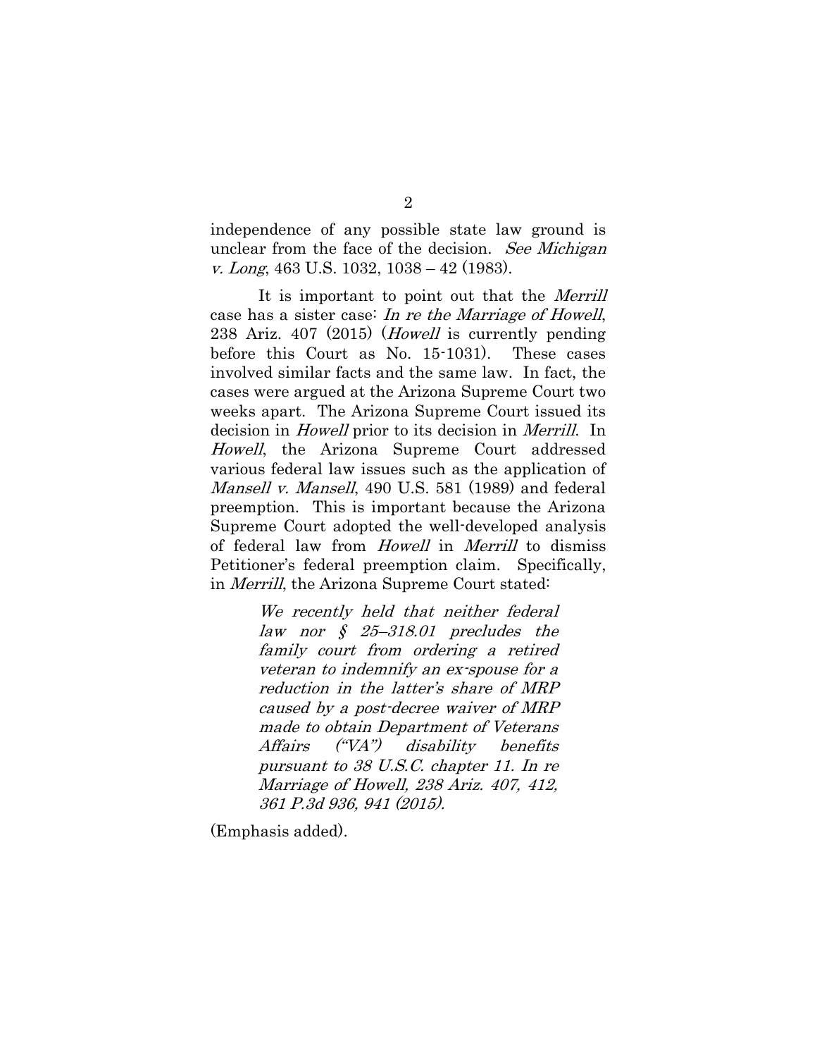independence of any possible state law ground is unclear from the face of the decision. *See Michigan v. Long*, 463 U.S. 1032, 1038 – 42 (1983).

It is important to point out that the *Merrill* case has a sister case: *In re the Marriage of Howell*, 238 Ariz. 407 (2015) (*Howell* is currently pending before this Court as No. 15-1031). These cases involved similar facts and the same law. In fact, the cases were argued at the Arizona Supreme Court two weeks apart. The Arizona Supreme Court issued its decision in *Howell* prior to its decision in *Merrill*. In *Howell*, the Arizona Supreme Court addressed various federal law issues such as the application of *Mansell v. Mansell*, 490 U.S. 581 (1989) and federal preemption. This is important because the Arizona Supreme Court adopted the well-developed analysis of federal law from *Howell* in *Merrill* to dismiss Petitioner's federal preemption claim. Specifically, in *Merrill*, the Arizona Supreme Court stated:

> *We recently held that neither federal law nor § 25–318.01 precludes the family court from ordering a retired veteran to indemnify an ex-spouse for a reduction in the latter's share of MRP caused by a post-decree waiver of MRP made to obtain Department of Veterans Affairs ("VA") disability benefits pursuant to 38 U.S.C. chapter 11. In re Marriage of Howell, 238 Ariz. 407, 412, 361 P.3d 936, 941 (2015).*

(Emphasis added).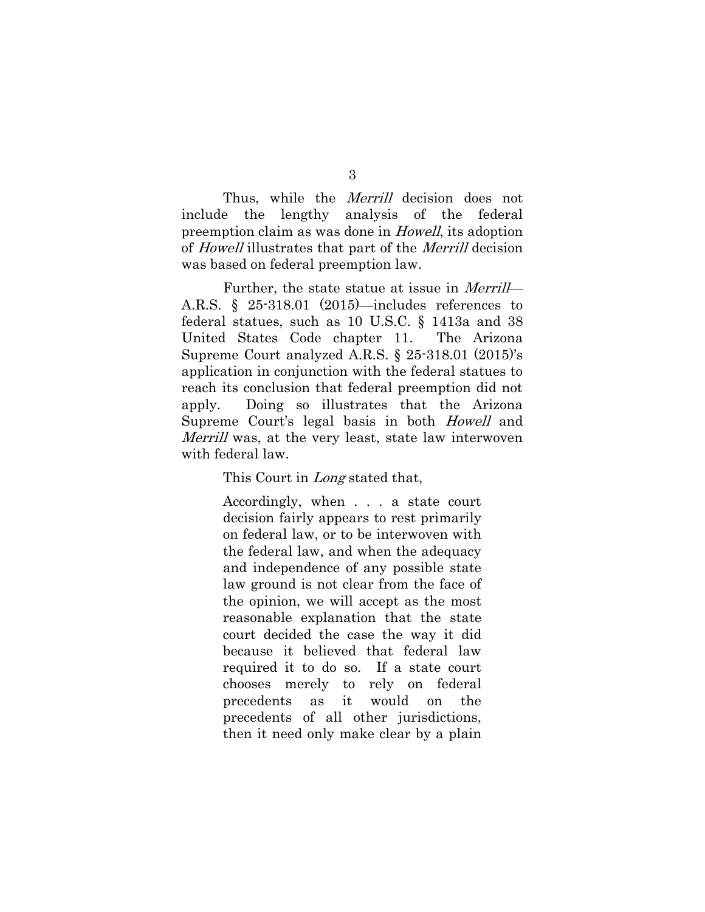Thus, while the *Merrill* decision does not include the lengthy analysis of the federal preemption claim as was done in *Howell*, its adoption of *Howell* illustrates that part of the *Merrill* decision was based on federal preemption law.

Further, the state statue at issue in *Merrill*—A.R.S. § 25-318.01 (2015)—includes references to federal statues, such as 10 U.S.C. § 1413a and 38 United States Code chapter 11. The Arizona Supreme Court analyzed A.R.S. § 25-318.01 (2015)'s application in conjunction with the federal statues to reach its conclusion that federal preemption did not apply. Doing so illustrates that the Arizona Supreme Court's legal basis in both *Howell* and *Merrill* was, at the very least, state law interwoven with federal law.

This Court in *Long* stated that,

> Accordingly, when . . . a state court decision fairly appears to rest primarily on federal law, or to be interwoven with the federal law, and when the adequacy and independence of any possible state law ground is not clear from the face of the opinion, we will accept as the most reasonable explanation that the state court decided the case the way it did because it believed that federal law required it to do so. If a state court chooses merely to rely on federal precedents as it would on the precedents of all other jurisdictions, then it need only make clear by a plain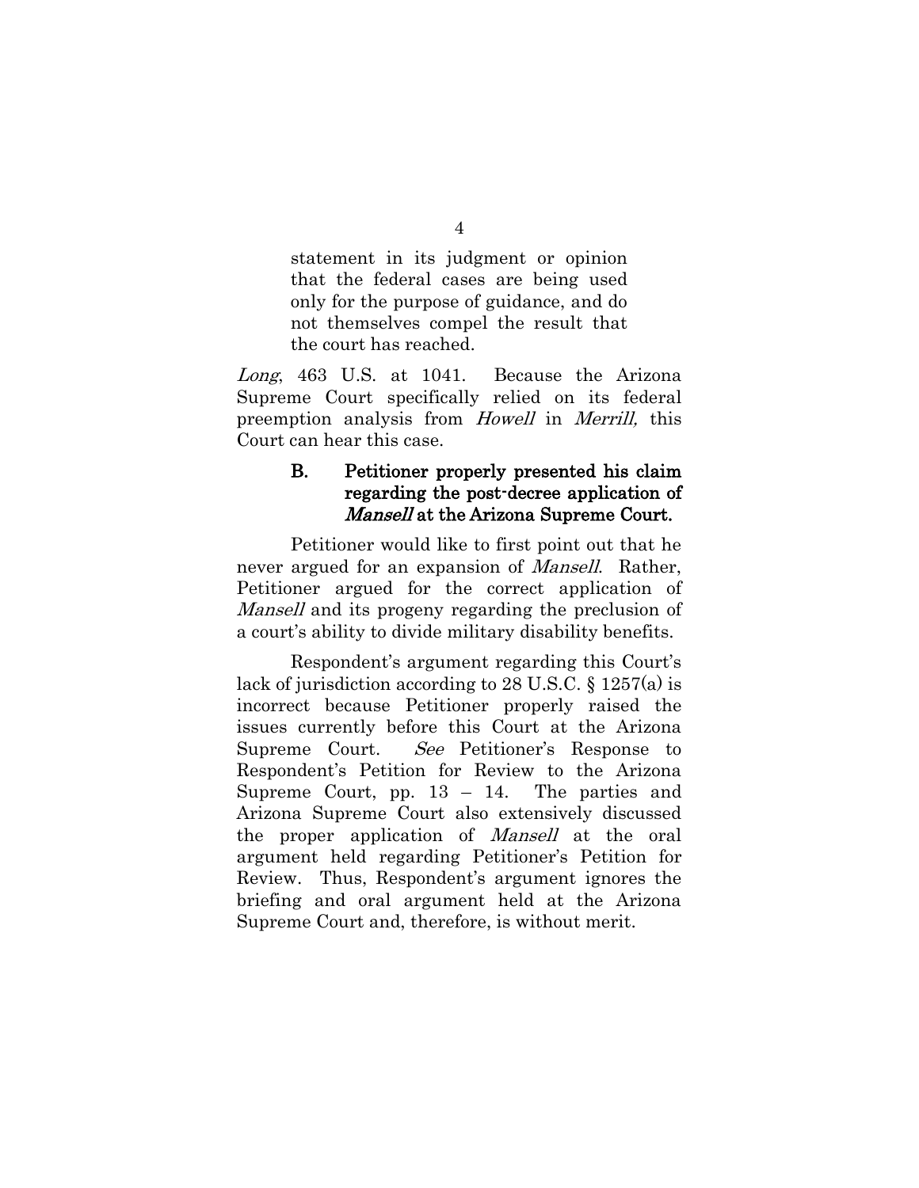> statement in its judgment or opinion that the federal cases are being used only for the purpose of guidance, and do not themselves compel the result that the court has reached.

*Long*, 463 U.S. at 1041. Because the Arizona Supreme Court specifically relied on its federal preemption analysis from *Howell* in *Merrill,* this Court can hear this case.

### B. Petitioner properly presented his claim regarding the post-decree application of *Mansell* at the Arizona Supreme Court.

Petitioner would like to first point out that he never argued for an expansion of *Mansell*. Rather, Petitioner argued for the correct application of *Mansell* and its progeny regarding the preclusion of a court's ability to divide military disability benefits.

Respondent's argument regarding this Court's lack of jurisdiction according to 28 U.S.C. § 1257(a) is incorrect because Petitioner properly raised the issues currently before this Court at the Arizona Supreme Court. *See* Petitioner's Response to Respondent's Petition for Review to the Arizona Supreme Court, pp. 13 – 14. The parties and Arizona Supreme Court also extensively discussed the proper application of *Mansell* at the oral argument held regarding Petitioner's Petition for Review. Thus, Respondent's argument ignores the briefing and oral argument held at the Arizona Supreme Court and, therefore, is without merit.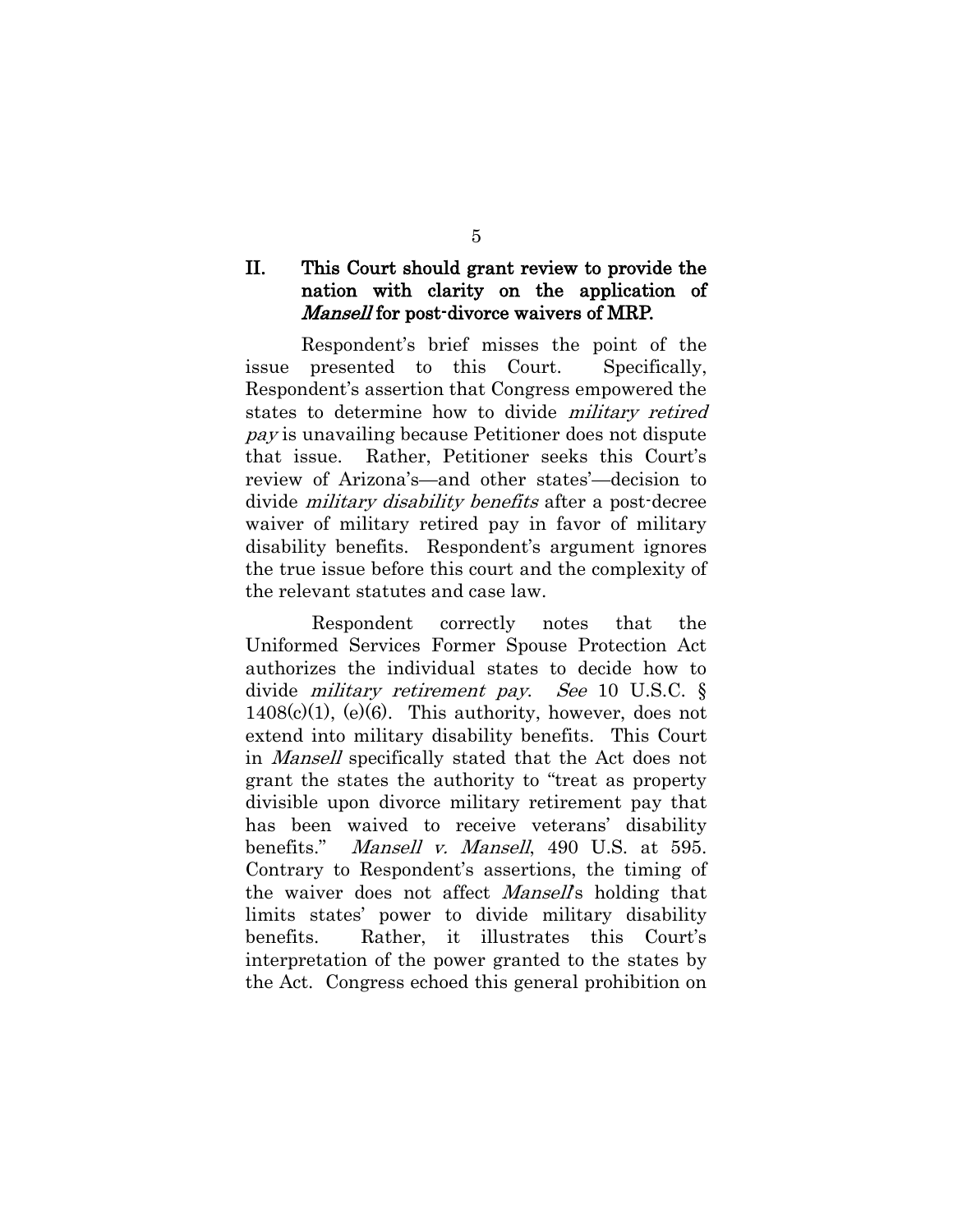## II. This Court should grant review to provide the nation with clarity on the application of *Mansell* for post-divorce waivers of MRP.

Respondent's brief misses the point of the issue presented to this Court. Specifically, Respondent's assertion that Congress empowered the states to determine how to divide *military retired pay* is unavailing because Petitioner does not dispute that issue. Rather, Petitioner seeks this Court's review of Arizona's—and other states'—decision to divide *military disability benefits* after a post-decree waiver of military retired pay in favor of military disability benefits. Respondent's argument ignores the true issue before this court and the complexity of the relevant statutes and case law.

Respondent correctly notes that the Uniformed Services Former Spouse Protection Act authorizes the individual states to decide how to divide *military retirement pay*. *See* 10 U.S.C. § 1408(c)(1), (e)(6). This authority, however, does not extend into military disability benefits. This Court in *Mansell* specifically stated that the Act does not grant the states the authority to "treat as property divisible upon divorce military retirement pay that has been waived to receive veterans' disability benefits." *Mansell v. Mansell*, 490 U.S. at 595. Contrary to Respondent's assertions, the timing of the waiver does not affect *Mansell*'s holding that limits states' power to divide military disability benefits. Rather, it illustrates this Court's interpretation of the power granted to the states by the Act. Congress echoed this general prohibition on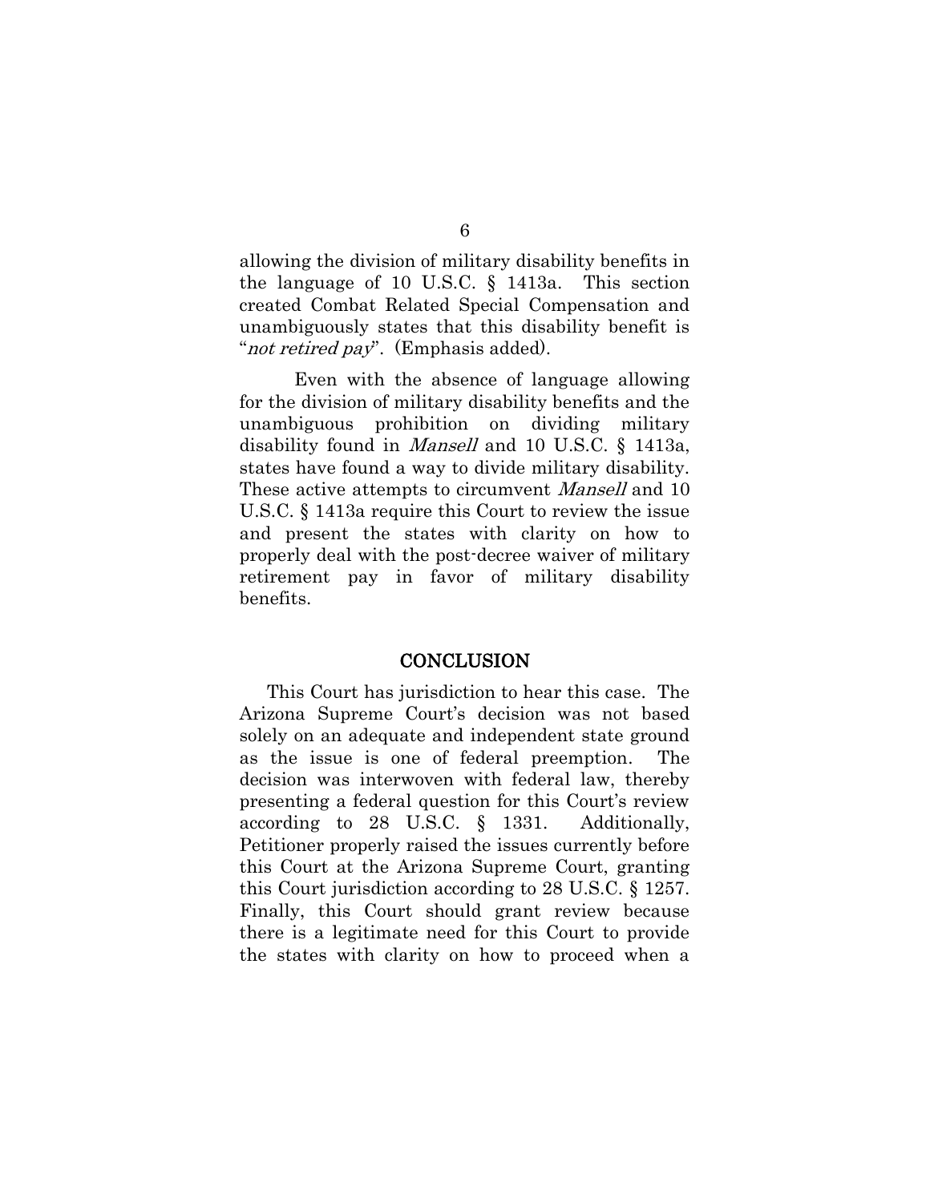allowing the division of military disability benefits in the language of 10 U.S.C. § 1413a. This section created Combat Related Special Compensation and unambiguously states that this disability benefit is "*not retired pay*". (Emphasis added).

Even with the absence of language allowing for the division of military disability benefits and the unambiguous prohibition on dividing military disability found in *Mansell* and 10 U.S.C. § 1413a, states have found a way to divide military disability. These active attempts to circumvent *Mansell* and 10 U.S.C. § 1413a require this Court to review the issue and present the states with clarity on how to properly deal with the post-decree waiver of military retirement pay in favor of military disability benefits.

## CONCLUSION

This Court has jurisdiction to hear this case. The Arizona Supreme Court's decision was not based solely on an adequate and independent state ground as the issue is one of federal preemption. The decision was interwoven with federal law, thereby presenting a federal question for this Court's review according to 28 U.S.C. § 1331. Additionally, Petitioner properly raised the issues currently before this Court at the Arizona Supreme Court, granting this Court jurisdiction according to 28 U.S.C. § 1257. Finally, this Court should grant review because there is a legitimate need for this Court to provide the states with clarity on how to proceed when a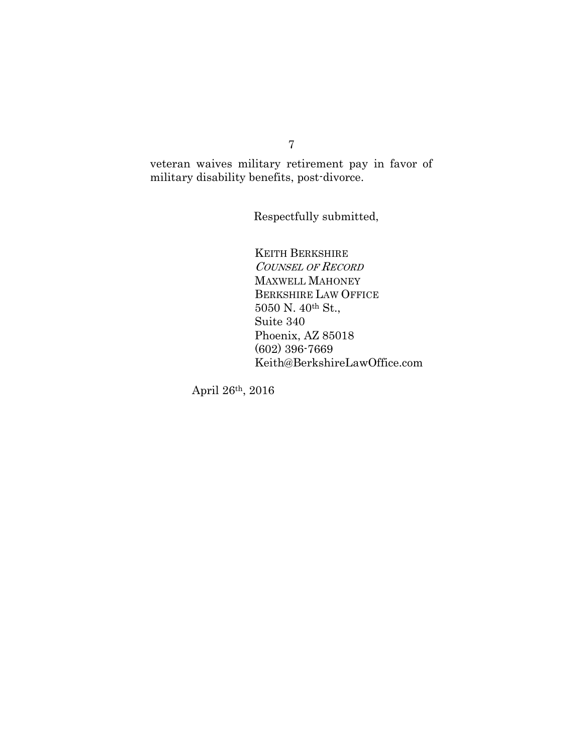veteran waives military retirement pay in favor of military disability benefits, post-divorce.

Respectfully submitted,

KEITH BERKSHIRE
*COUNSEL OF RECORD*
MAXWELL MAHONEY
BERKSHIRE LAW OFFICE
5050 N. 40th St.,
Suite 340
Phoenix, AZ 85018
(602) 396-7669
Keith@BerkshireLawOffice.com

April 26th, 2016